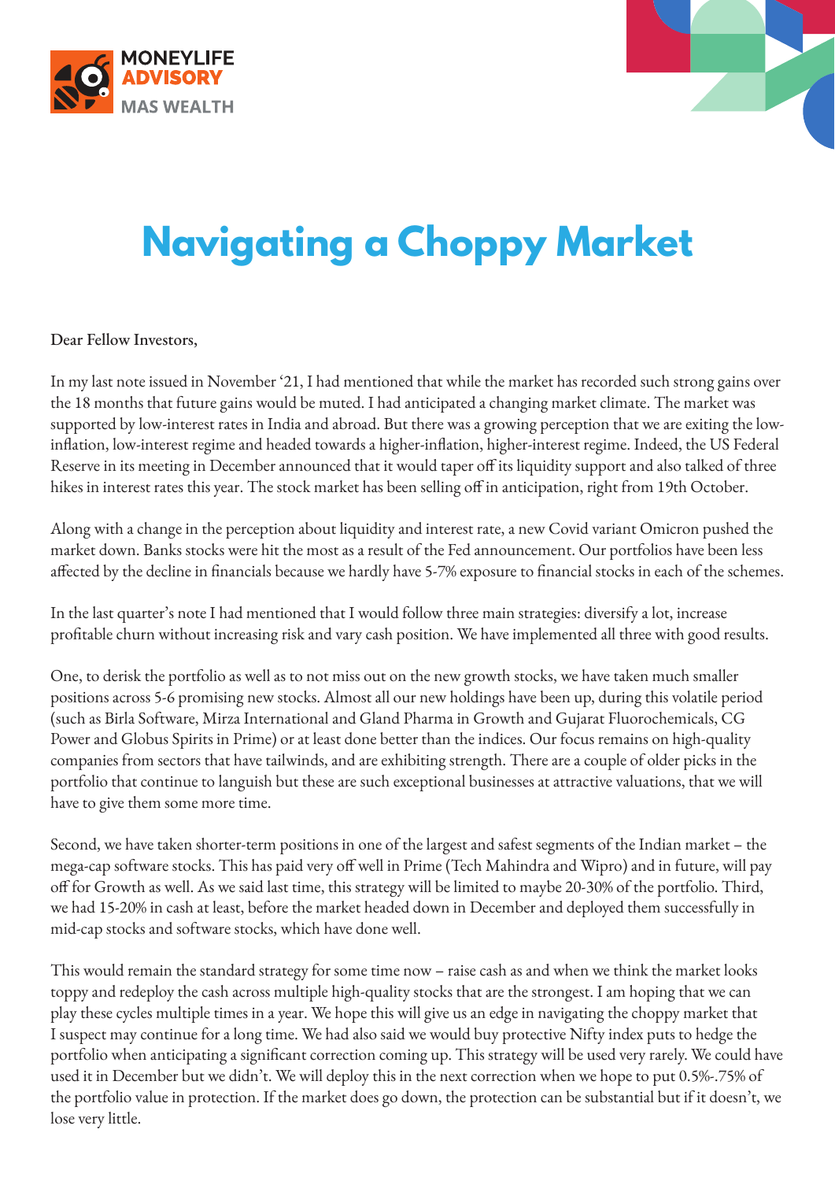MONEYLIFE ADVISORY
MAS WEALTH

# Navigating a Choppy Market

Dear Fellow Investors,

In my last note issued in November '21, I had mentioned that while the market has recorded such strong gains over the 18 months that future gains would be muted. I had anticipated a changing market climate. The market was supported by low-interest rates in India and abroad. But there was a growing perception that we are exiting the low-inflation, low-interest regime and headed towards a higher-inflation, higher-interest regime. Indeed, the US Federal Reserve in its meeting in December announced that it would taper off its liquidity support and also talked of three hikes in interest rates this year. The stock market has been selling off in anticipation, right from 19th October.

Along with a change in the perception about liquidity and interest rate, a new Covid variant Omicron pushed the market down. Banks stocks were hit the most as a result of the Fed announcement. Our portfolios have been less affected by the decline in financials because we hardly have 5-7% exposure to financial stocks in each of the schemes.

In the last quarter's note I had mentioned that I would follow three main strategies: diversify a lot, increase profitable churn without increasing risk and vary cash position. We have implemented all three with good results.

One, to derisk the portfolio as well as to not miss out on the new growth stocks, we have taken much smaller positions across 5-6 promising new stocks. Almost all our new holdings have been up, during this volatile period (such as Birla Software, Mirza International and Gland Pharma in Growth and Gujarat Fluorochemicals, CG Power and Globus Spirits in Prime) or at least done better than the indices. Our focus remains on high-quality companies from sectors that have tailwinds, and are exhibiting strength. There are a couple of older picks in the portfolio that continue to languish but these are such exceptional businesses at attractive valuations, that we will have to give them some more time.

Second, we have taken shorter-term positions in one of the largest and safest segments of the Indian market – the mega-cap software stocks. This has paid very off well in Prime (Tech Mahindra and Wipro) and in future, will pay off for Growth as well. As we said last time, this strategy will be limited to maybe 20-30% of the portfolio. Third, we had 15-20% in cash at least, before the market headed down in December and deployed them successfully in mid-cap stocks and software stocks, which have done well.

This would remain the standard strategy for some time now – raise cash as and when we think the market looks toppy and redeploy the cash across multiple high-quality stocks that are the strongest. I am hoping that we can play these cycles multiple times in a year. We hope this will give us an edge in navigating the choppy market that I suspect may continue for a long time. We had also said we would buy protective Nifty index puts to hedge the portfolio when anticipating a significant correction coming up. This strategy will be used very rarely. We could have used it in December but we didn't. We will deploy this in the next correction when we hope to put 0.5%-.75% of the portfolio value in protection. If the market does go down, the protection can be substantial but if it doesn't, we lose very little.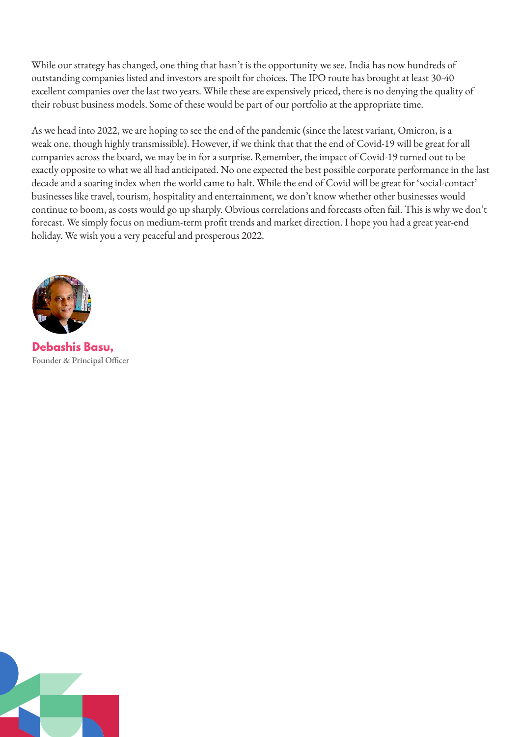While our strategy has changed, one thing that hasn't is the opportunity we see. India has now hundreds of outstanding companies listed and investors are spoilt for choices. The IPO route has brought at least 30-40 excellent companies over the last two years. While these are expensively priced, there is no denying the quality of their robust business models. Some of these would be part of our portfolio at the appropriate time.

As we head into 2022, we are hoping to see the end of the pandemic (since the latest variant, Omicron, is a weak one, though highly transmissible). However, if we think that that the end of Covid-19 will be great for all companies across the board, we may be in for a surprise. Remember, the impact of Covid-19 turned out to be exactly opposite to what we all had anticipated. No one expected the best possible corporate performance in the last decade and a soaring index when the world came to halt. While the end of Covid will be great for 'social-contact' businesses like travel, tourism, hospitality and entertainment, we don't know whether other businesses would continue to boom, as costs would go up sharply. Obvious correlations and forecasts often fail. This is why we don't forecast. We simply focus on medium-term profit trends and market direction. I hope you had a great year-end holiday. We wish you a very peaceful and prosperous 2022.

**Debashis Basu,**
Founder & Principal Officer